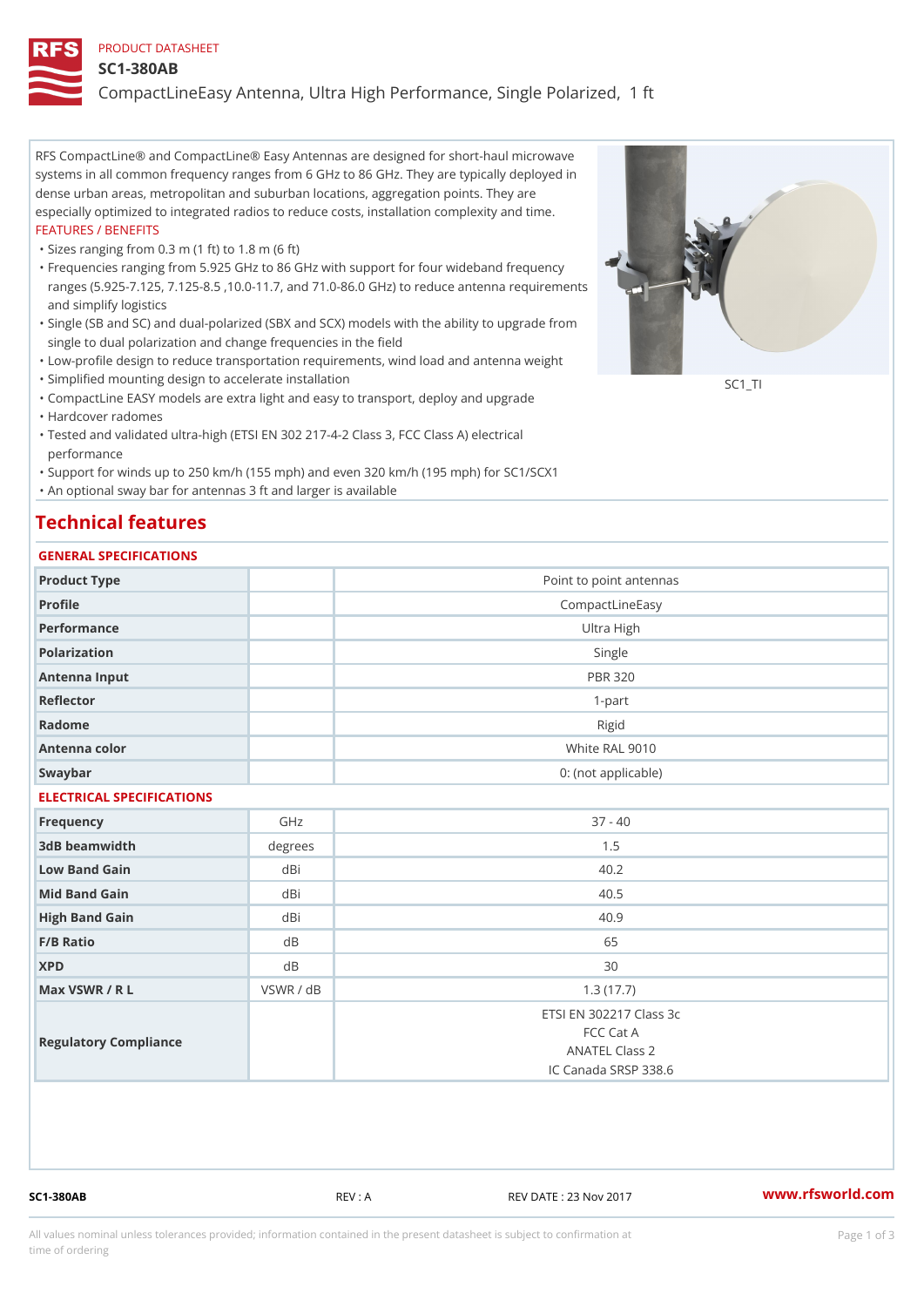PRODUCT DATASHEET

# SC1-380AB

## CompactLineEasy Antenna, Ultra High Performance, Single Polarized, 1 ft

RFS CompactLine® and CompactLine® Easy Antennas are designed for short-haul microwave systems in all common frequency ranges from 6 GHz to 86 GHz. They are typically deployed in dense urban areas, metropolitan and suburban locations, aggregation points. They are especially optimized to integrated radios to reduce costs, installation complexity and time.

FEATURES / BENEFITS

- Sizes ranging from 0.3 m (1 ft) to 1.8 m (6 ft)
- Frequencies ranging from 5.925 GHz to 86 GHz with support for four wideband frequency ranges (5.925-7.125, 7.125-8.5 ,10.0-11.7, and 71.0-86.0 GHz) to reduce antenna requirements and simplify logistics
- Single (SB and SC) and dual-polarized (SBX and SCX) models with the ability to upgrade from single to dual polarization and change frequencies in the field
- Low-profile design to reduce transportation requirements, wind load and antenna weight
- Simplified mounting design to accelerate installation
- CompactLine EASY models are extra light and easy to transport, deploy and upgrade
- Hardcover radomes
- Tested and validated ultra-high (ETSI EN 302 217-4-2 Class 3, FCC Class A) electrical performance
- Support for winds up to 250 km/h (155 mph) and even 320 km/h (195 mph) for SC1/SCX1
- An optional sway bar for antennas 3 ft and larger is available

SC1_TI

## Technical features

### GENERAL SPECIFICATIONS

| | | |
|---|---|---|
| Product Type | | Point to point antennas |
| Profile | | CompactLineEasy |
| Performance | | Ultra High |
| Polarization | | Single |
| Antenna Input | | PBR 320 |
| Reflector | | 1-part |
| Radome | | Rigid |
| Antenna color | | White RAL 9010 |
| Swaybar | | 0: (not applicable) |

### ELECTRICAL SPECIFICATIONS

| | | |
|---|---|---|
| Frequency | GHz | 37 - 40 |
| 3dB beamwidth | degrees | 1.5 |
| Low Band Gain | dBi | 40.2 |
| Mid Band Gain | dBi | 40.5 |
| High Band Gain | dBi | 40.9 |
| F/B Ratio | dB | 65 |
| XPD | dB | 30 |
| Max VSWR / R L | VSWR / dB | 1.3 (17.7) |
| Regulatory Compliance | | ETSI EN 302217 Class 3c<br>FCC Cat A<br>ANATEL Class 2<br>IC Canada SRSP 338.6 |

SC1-380AB REV : A REV DATE : 23 Nov 2017 www.rfsworld.com

All values nominal unless tolerances provided; information contained in the present datasheet is subject to confirmation at time of ordering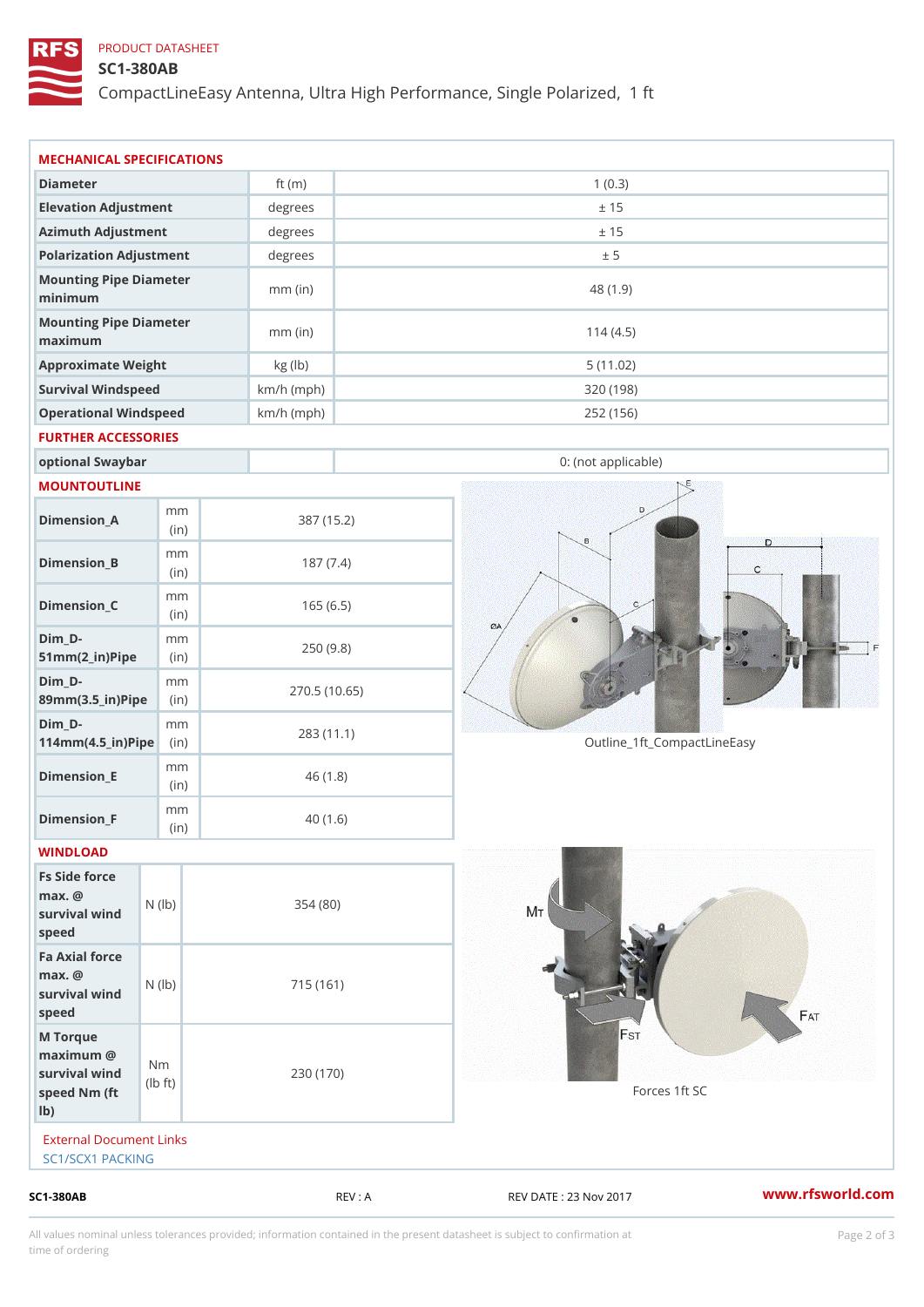PRODUCT DATASHEET

# SC1-380AB

CompactLineEasy Antenna, Ultra High Performance, Single Polarized, 1 ft

## MECHANICAL SPECIFICATIONS

| Parameter | Unit | Value |
|---|---|---|
| Diameter | ft (m) | 1 (0.3) |
| Elevation Adjustment | degrees | ± 15 |
| Azimuth Adjustment | degrees | ± 15 |
| Polarization Adjustment | degrees | ± 5 |
| Mounting Pipe Diameter minimum | mm (in) | 48 (1.9) |
| Mounting Pipe Diameter maximum | mm (in) | 114 (4.5) |
| Approximate Weight | kg (lb) | 5 (11.02) |
| Survival Windspeed | km/h (mph) | 320 (198) |
| Operational Windspeed | km/h (mph) | 252 (156) |

## FURTHER ACCESSORIES

| Parameter | Unit | Value |
|---|---|---|
| optional Swaybar | | 0: (not applicable) |

## MOUNTOUTLINE

| Parameter | Unit | Value |
|---|---|---|
| Dimension_A | mm (in) | 387 (15.2) |
| Dimension_B | mm (in) | 187 (7.4) |
| Dimension_C | mm (in) | 165 (6.5) |
| Dim_D-51mm(2_in)Pipe | mm (in) | 250 (9.8) |
| Dim_D-89mm(3.5_in)Pipe | mm (in) | 270.5 (10.65) |
| Dim_D-114mm(4.5_in)Pipe | mm (in) | 283 (11.1) |
| Dimension_E | mm (in) | 46 (1.8) |
| Dimension_F | mm (in) | 40 (1.6) |

Outline_1ft_CompactLineEasy

## WINDLOAD

| Parameter | Unit | Value |
|---|---|---|
| Fs Side force max. @ survival wind speed | N (lb) | 354 (80) |
| Fa Axial force max. @ survival wind speed | N (lb) | 715 (161) |
| M Torque maximum @ survival wind speed Nm (ft lb) | Nm (lb ft) | 230 (170) |

Forces 1ft SC

External Document Links

SC1/SCX1 PACKING

SC1-380AB REV : A REV DATE : 23 Nov 2017 www.rfsworld.com

All values nominal unless tolerances provided; information contained in the present datasheet is subject to confirmation at time of ordering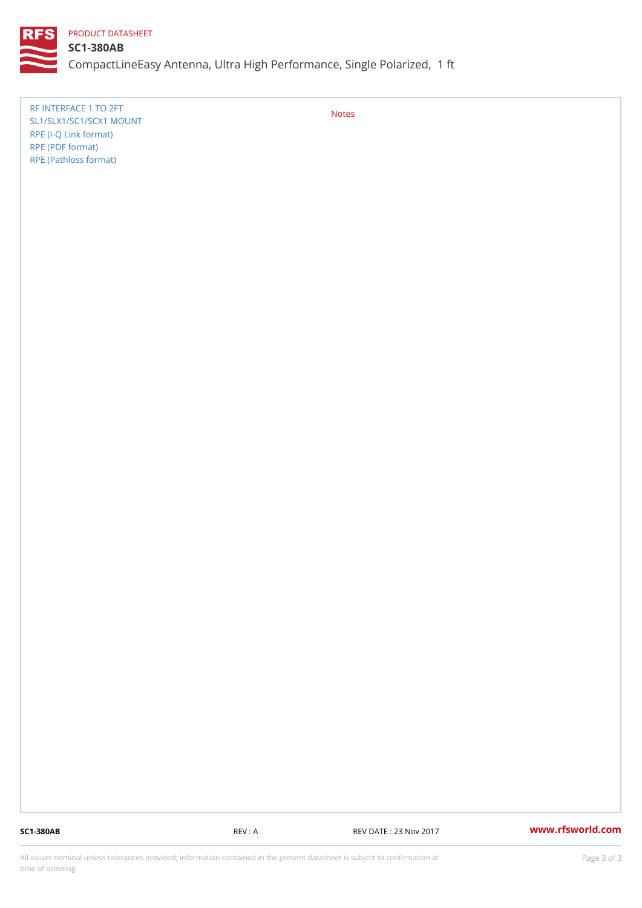RF INTERFACE 1 TO 2FT
SL1/SLX1/SC1/SCX1 MOUNT
RPE (I-Q Link format)
RPE (PDF format)
RPE (Pathloss format)

Notes

All values nominal unless tolerances provided; information contained in the present datasheet is subject to confirmation at time of ordering